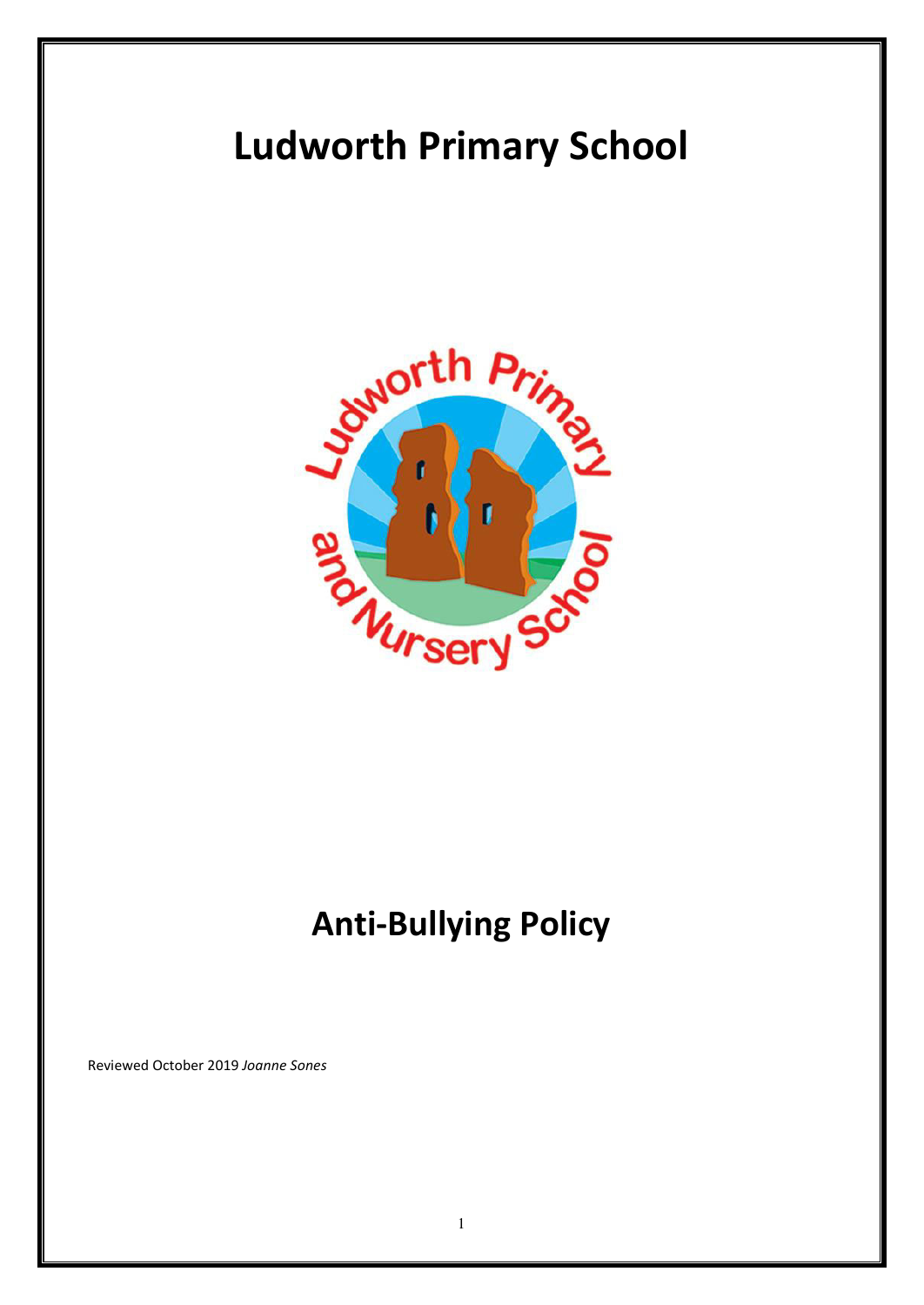# Ludworth Primary School

# Anti-Bullying Policy

Reviewed October 2019 *Joanne Sones*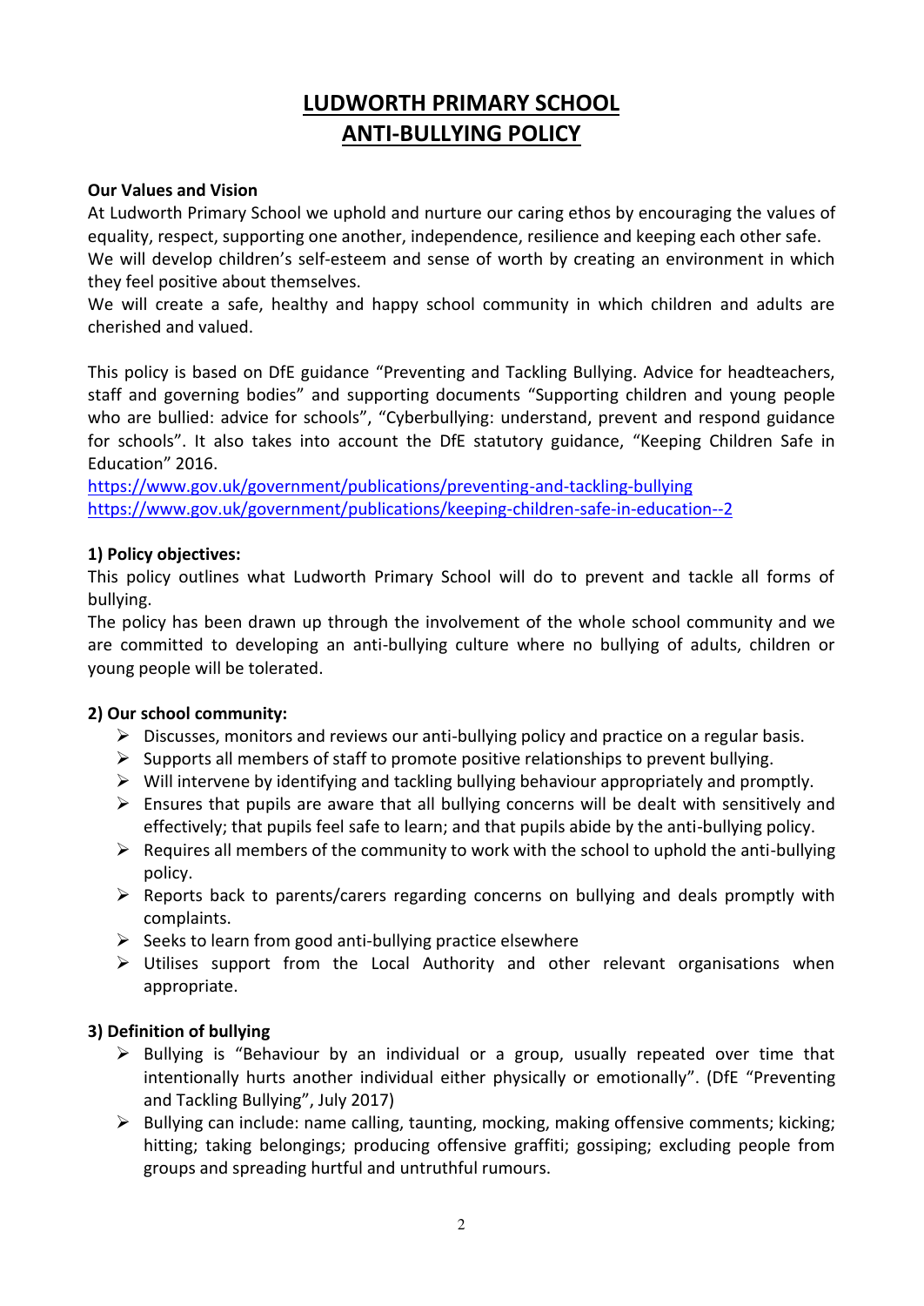# LUDWORTH PRIMARY SCHOOL
# ANTI-BULLYING POLICY

**Our Values and Vision**

At Ludworth Primary School we uphold and nurture our caring ethos by encouraging the values of equality, respect, supporting one another, independence, resilience and keeping each other safe.
We will develop children's self-esteem and sense of worth by creating an environment in which they feel positive about themselves.
We will create a safe, healthy and happy school community in which children and adults are cherished and valued.

This policy is based on DfE guidance "Preventing and Tackling Bullying. Advice for headteachers, staff and governing bodies" and supporting documents "Supporting children and young people who are bullied: advice for schools", "Cyberbullying: understand, prevent and respond guidance for schools". It also takes into account the DfE statutory guidance, "Keeping Children Safe in Education" 2016.
https://www.gov.uk/government/publications/preventing-and-tackling-bullying
https://www.gov.uk/government/publications/keeping-children-safe-in-education--2

**1) Policy objectives:**

This policy outlines what Ludworth Primary School will do to prevent and tackle all forms of bullying.
The policy has been drawn up through the involvement of the whole school community and we are committed to developing an anti-bullying culture where no bullying of adults, children or young people will be tolerated.

**2) Our school community:**

- Discusses, monitors and reviews our anti-bullying policy and practice on a regular basis.
- Supports all members of staff to promote positive relationships to prevent bullying.
- Will intervene by identifying and tackling bullying behaviour appropriately and promptly.
- Ensures that pupils are aware that all bullying concerns will be dealt with sensitively and effectively; that pupils feel safe to learn; and that pupils abide by the anti-bullying policy.
- Requires all members of the community to work with the school to uphold the anti-bullying policy.
- Reports back to parents/carers regarding concerns on bullying and deals promptly with complaints.
- Seeks to learn from good anti-bullying practice elsewhere
- Utilises support from the Local Authority and other relevant organisations when appropriate.

**3) Definition of bullying**

- Bullying is "Behaviour by an individual or a group, usually repeated over time that intentionally hurts another individual either physically or emotionally". (DfE "Preventing and Tackling Bullying", July 2017)
- Bullying can include: name calling, taunting, mocking, making offensive comments; kicking; hitting; taking belongings; producing offensive graffiti; gossiping; excluding people from groups and spreading hurtful and untruthful rumours.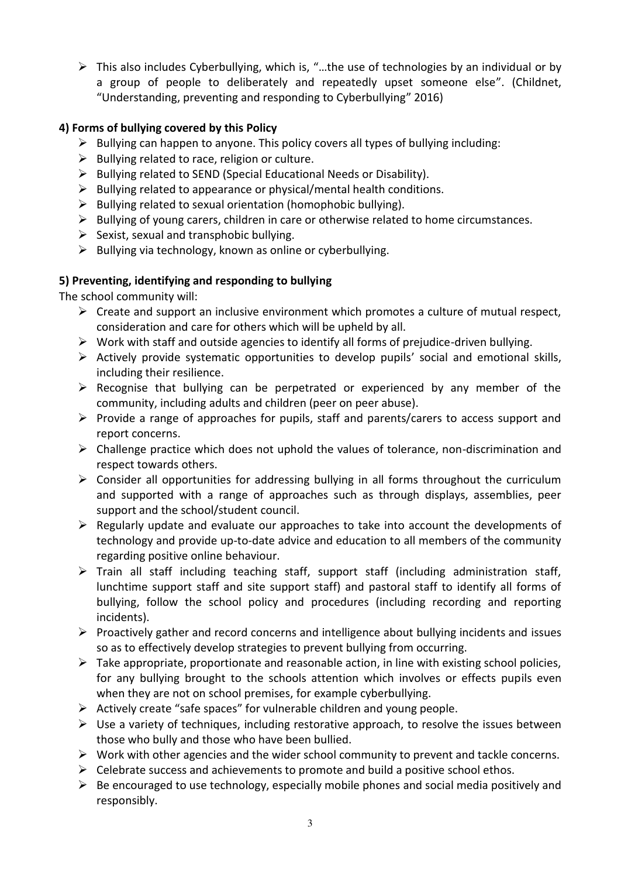- This also includes Cyberbullying, which is, "…the use of technologies by an individual or by a group of people to deliberately and repeatedly upset someone else". (Childnet, "Understanding, preventing and responding to Cyberbullying" 2016)

**4) Forms of bullying covered by this Policy**

- Bullying can happen to anyone. This policy covers all types of bullying including:
- Bullying related to race, religion or culture.
- Bullying related to SEND (Special Educational Needs or Disability).
- Bullying related to appearance or physical/mental health conditions.
- Bullying related to sexual orientation (homophobic bullying).
- Bullying of young carers, children in care or otherwise related to home circumstances.
- Sexist, sexual and transphobic bullying.
- Bullying via technology, known as online or cyberbullying.

**5) Preventing, identifying and responding to bullying**

The school community will:

- Create and support an inclusive environment which promotes a culture of mutual respect, consideration and care for others which will be upheld by all.
- Work with staff and outside agencies to identify all forms of prejudice-driven bullying.
- Actively provide systematic opportunities to develop pupils' social and emotional skills, including their resilience.
- Recognise that bullying can be perpetrated or experienced by any member of the community, including adults and children (peer on peer abuse).
- Provide a range of approaches for pupils, staff and parents/carers to access support and report concerns.
- Challenge practice which does not uphold the values of tolerance, non-discrimination and respect towards others.
- Consider all opportunities for addressing bullying in all forms throughout the curriculum and supported with a range of approaches such as through displays, assemblies, peer support and the school/student council.
- Regularly update and evaluate our approaches to take into account the developments of technology and provide up-to-date advice and education to all members of the community regarding positive online behaviour.
- Train all staff including teaching staff, support staff (including administration staff, lunchtime support staff and site support staff) and pastoral staff to identify all forms of bullying, follow the school policy and procedures (including recording and reporting incidents).
- Proactively gather and record concerns and intelligence about bullying incidents and issues so as to effectively develop strategies to prevent bullying from occurring.
- Take appropriate, proportionate and reasonable action, in line with existing school policies, for any bullying brought to the schools attention which involves or effects pupils even when they are not on school premises, for example cyberbullying.
- Actively create "safe spaces" for vulnerable children and young people.
- Use a variety of techniques, including restorative approach, to resolve the issues between those who bully and those who have been bullied.
- Work with other agencies and the wider school community to prevent and tackle concerns.
- Celebrate success and achievements to promote and build a positive school ethos.
- Be encouraged to use technology, especially mobile phones and social media positively and responsibly.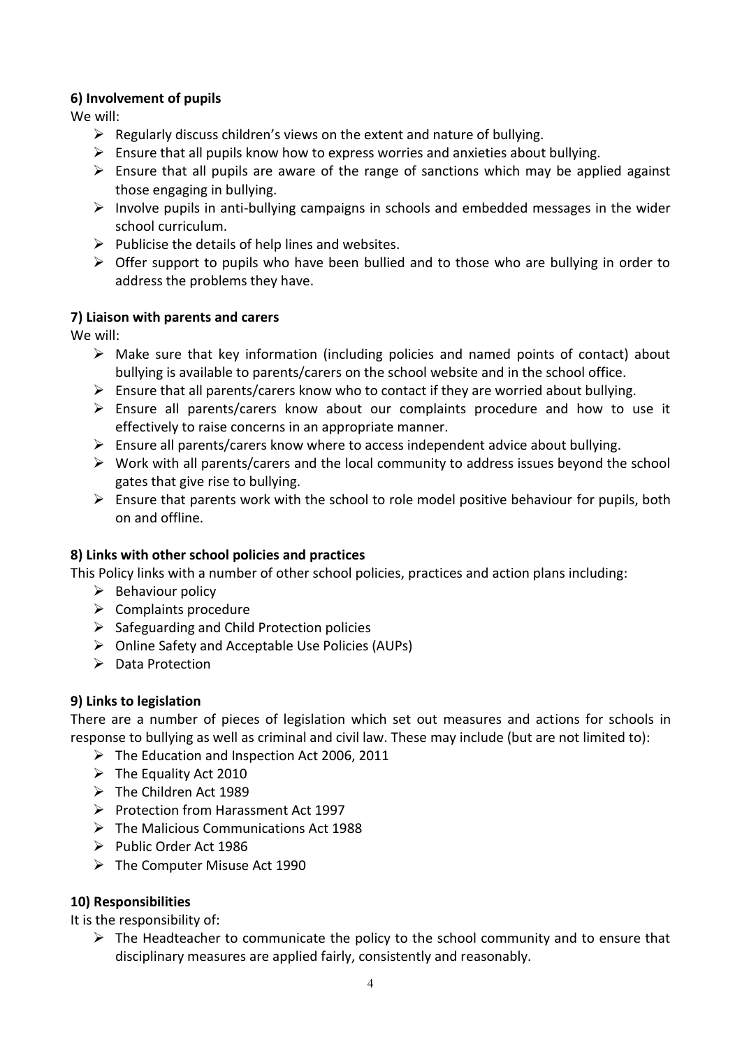**6) Involvement of pupils**

We will:

- Regularly discuss children's views on the extent and nature of bullying.
- Ensure that all pupils know how to express worries and anxieties about bullying.
- Ensure that all pupils are aware of the range of sanctions which may be applied against those engaging in bullying.
- Involve pupils in anti-bullying campaigns in schools and embedded messages in the wider school curriculum.
- Publicise the details of help lines and websites.
- Offer support to pupils who have been bullied and to those who are bullying in order to address the problems they have.

**7) Liaison with parents and carers**

We will:

- Make sure that key information (including policies and named points of contact) about bullying is available to parents/carers on the school website and in the school office.
- Ensure that all parents/carers know who to contact if they are worried about bullying.
- Ensure all parents/carers know about our complaints procedure and how to use it effectively to raise concerns in an appropriate manner.
- Ensure all parents/carers know where to access independent advice about bullying.
- Work with all parents/carers and the local community to address issues beyond the school gates that give rise to bullying.
- Ensure that parents work with the school to role model positive behaviour for pupils, both on and offline.

**8) Links with other school policies and practices**

This Policy links with a number of other school policies, practices and action plans including:

- Behaviour policy
- Complaints procedure
- Safeguarding and Child Protection policies
- Online Safety and Acceptable Use Policies (AUPs)
- Data Protection

**9) Links to legislation**

There are a number of pieces of legislation which set out measures and actions for schools in response to bullying as well as criminal and civil law. These may include (but are not limited to):

- The Education and Inspection Act 2006, 2011
- The Equality Act 2010
- The Children Act 1989
- Protection from Harassment Act 1997
- The Malicious Communications Act 1988
- Public Order Act 1986
- The Computer Misuse Act 1990

**10) Responsibilities**

It is the responsibility of:

- The Headteacher to communicate the policy to the school community and to ensure that disciplinary measures are applied fairly, consistently and reasonably.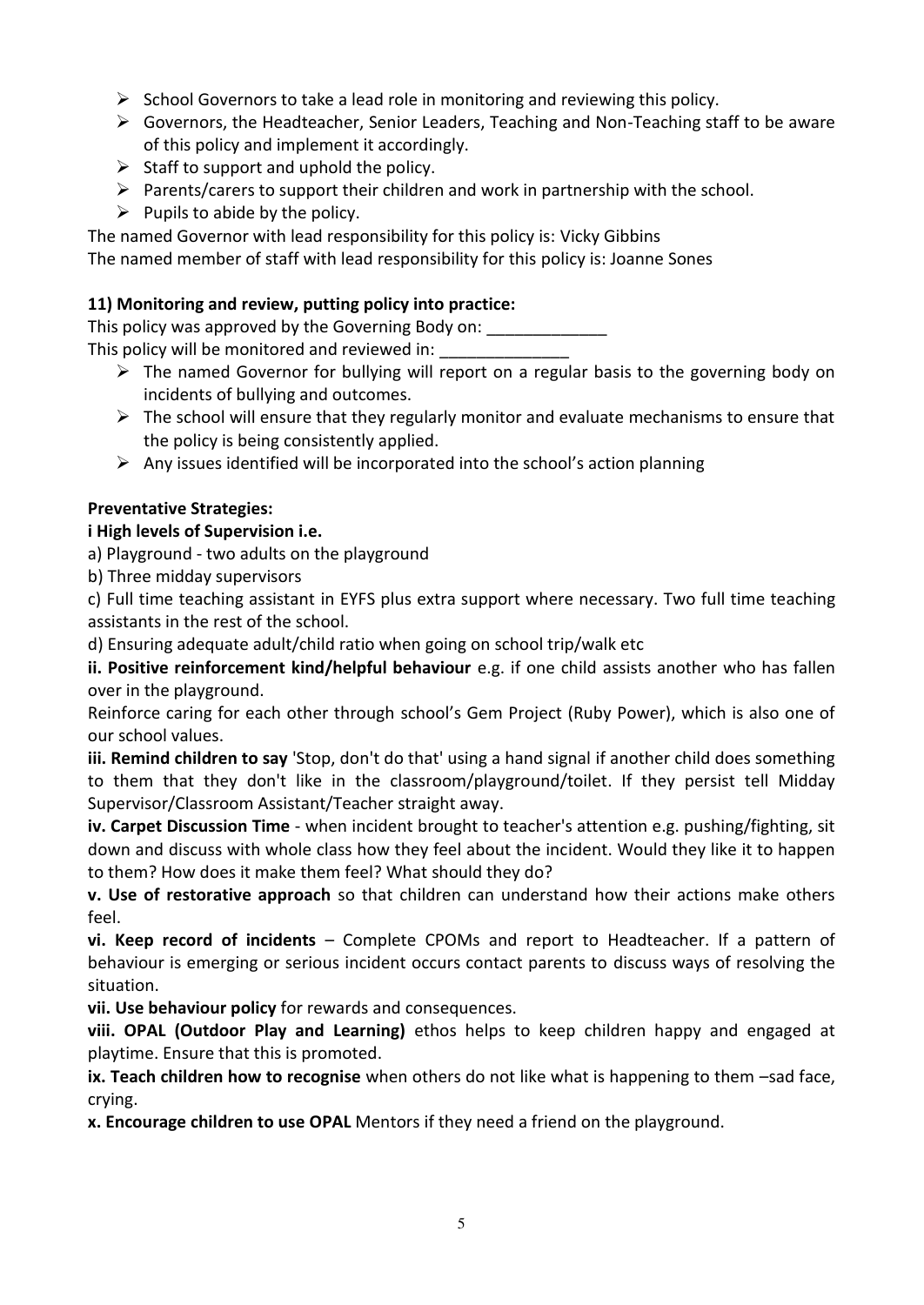- School Governors to take a lead role in monitoring and reviewing this policy.
- Governors, the Headteacher, Senior Leaders, Teaching and Non-Teaching staff to be aware of this policy and implement it accordingly.
- Staff to support and uphold the policy.
- Parents/carers to support their children and work in partnership with the school.
- Pupils to abide by the policy.

The named Governor with lead responsibility for this policy is: Vicky Gibbins

The named member of staff with lead responsibility for this policy is: Joanne Sones

**11) Monitoring and review, putting policy into practice:**

This policy was approved by the Governing Body on: _____________

This policy will be monitored and reviewed in: ______________

- The named Governor for bullying will report on a regular basis to the governing body on incidents of bullying and outcomes.
- The school will ensure that they regularly monitor and evaluate mechanisms to ensure that the policy is being consistently applied.
- Any issues identified will be incorporated into the school's action planning

**Preventative Strategies:**

**i High levels of Supervision i.e.**

a) Playground - two adults on the playground

b) Three midday supervisors

c) Full time teaching assistant in EYFS plus extra support where necessary. Two full time teaching assistants in the rest of the school.

d) Ensuring adequate adult/child ratio when going on school trip/walk etc

**ii. Positive reinforcement kind/helpful behaviour** e.g. if one child assists another who has fallen over in the playground.

Reinforce caring for each other through school's Gem Project (Ruby Power), which is also one of our school values.

**iii. Remind children to say** 'Stop, don't do that' using a hand signal if another child does something to them that they don't like in the classroom/playground/toilet. If they persist tell Midday Supervisor/Classroom Assistant/Teacher straight away.

**iv. Carpet Discussion Time** - when incident brought to teacher's attention e.g. pushing/fighting, sit down and discuss with whole class how they feel about the incident. Would they like it to happen to them? How does it make them feel? What should they do?

**v. Use of restorative approach** so that children can understand how their actions make others feel.

**vi. Keep record of incidents** – Complete CPOMs and report to Headteacher. If a pattern of behaviour is emerging or serious incident occurs contact parents to discuss ways of resolving the situation.

**vii. Use behaviour policy** for rewards and consequences.

**viii. OPAL (Outdoor Play and Learning)** ethos helps to keep children happy and engaged at playtime. Ensure that this is promoted.

**ix. Teach children how to recognise** when others do not like what is happening to them –sad face, crying.

**x. Encourage children to use OPAL** Mentors if they need a friend on the playground.